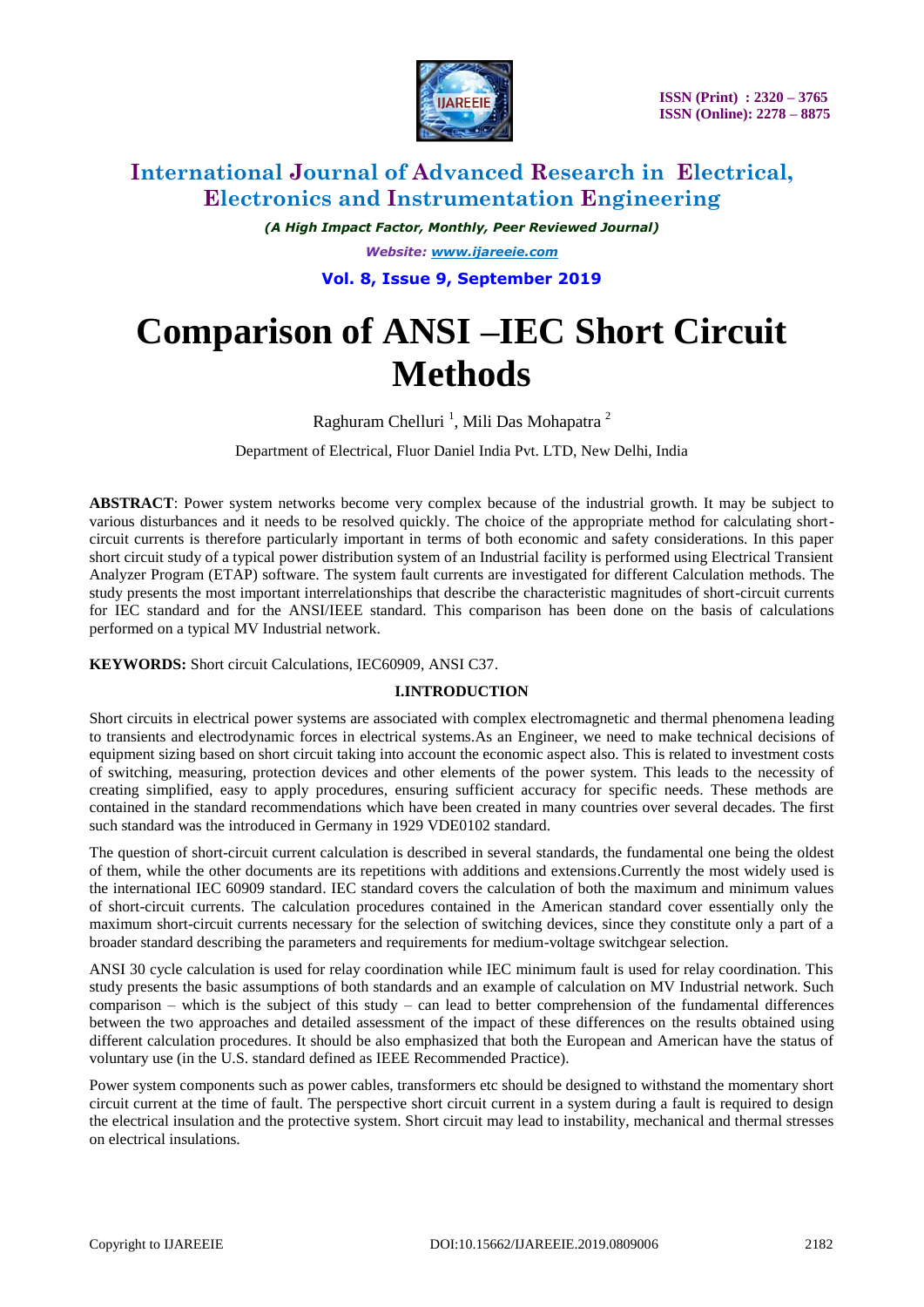# Comparison of ANSI –IEC Short Circuit Methods

Raghuram Chelluri [1], Mili Das Mohapatra [2]

Department of Electrical, Fluor Daniel India Pvt. LTD, New Delhi, India

**ABSTRACT**: Power system networks become very complex because of the industrial growth. It may be subject to various disturbances and it needs to be resolved quickly. The choice of the appropriate method for calculating short-circuit currents is therefore particularly important in terms of both economic and safety considerations. In this paper short circuit study of a typical power distribution system of an Industrial facility is performed using Electrical Transient Analyzer Program (ETAP) software. The system fault currents are investigated for different Calculation methods. The study presents the most important interrelationships that describe the characteristic magnitudes of short-circuit currents for IEC standard and for the ANSI/IEEE standard. This comparison has been done on the basis of calculations performed on a typical MV Industrial network.

**KEYWORDS:** Short circuit Calculations, IEC60909, ANSI C37.

## I.INTRODUCTION

Short circuits in electrical power systems are associated with complex electromagnetic and thermal phenomena leading to transients and electrodynamic forces in electrical systems.As an Engineer, we need to make technical decisions of equipment sizing based on short circuit taking into account the economic aspect also. This is related to investment costs of switching, measuring, protection devices and other elements of the power system. This leads to the necessity of creating simplified, easy to apply procedures, ensuring sufficient accuracy for specific needs. These methods are contained in the standard recommendations which have been created in many countries over several decades. The first such standard was the introduced in Germany in 1929 VDE0102 standard.

The question of short-circuit current calculation is described in several standards, the fundamental one being the oldest of them, while the other documents are its repetitions with additions and extensions.Currently the most widely used is the international IEC 60909 standard. IEC standard covers the calculation of both the maximum and minimum values of short-circuit currents. The calculation procedures contained in the American standard cover essentially only the maximum short-circuit currents necessary for the selection of switching devices, since they constitute only a part of a broader standard describing the parameters and requirements for medium-voltage switchgear selection.

ANSI 30 cycle calculation is used for relay coordination while IEC minimum fault is used for relay coordination. This study presents the basic assumptions of both standards and an example of calculation on MV Industrial network. Such comparison – which is the subject of this study – can lead to better comprehension of the fundamental differences between the two approaches and detailed assessment of the impact of these differences on the results obtained using different calculation procedures. It should be also emphasized that both the European and American have the status of voluntary use (in the U.S. standard defined as IEEE Recommended Practice).

Power system components such as power cables, transformers etc should be designed to withstand the momentary short circuit current at the time of fault. The perspective short circuit current in a system during a fault is required to design the electrical insulation and the protective system. Short circuit may lead to instability, mechanical and thermal stresses on electrical insulations.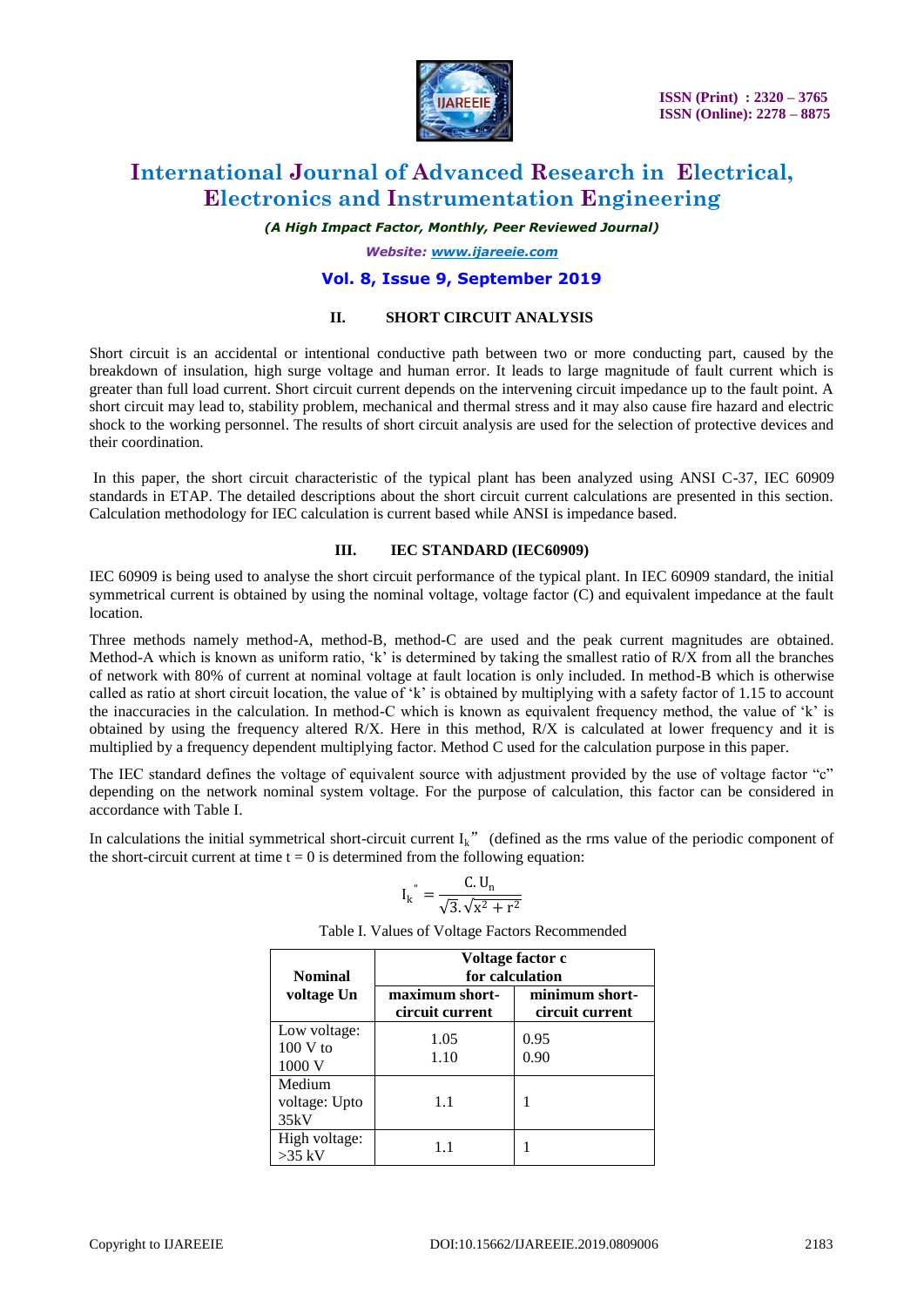## II. SHORT CIRCUIT ANALYSIS

Short circuit is an accidental or intentional conductive path between two or more conducting part, caused by the breakdown of insulation, high surge voltage and human error. It leads to large magnitude of fault current which is greater than full load current. Short circuit current depends on the intervening circuit impedance up to the fault point. A short circuit may lead to, stability problem, mechanical and thermal stress and it may also cause fire hazard and electric shock to the working personnel. The results of short circuit analysis are used for the selection of protective devices and their coordination.

In this paper, the short circuit characteristic of the typical plant has been analyzed using ANSI C-37, IEC 60909 standards in ETAP. The detailed descriptions about the short circuit current calculations are presented in this section. Calculation methodology for IEC calculation is current based while ANSI is impedance based.

## III. IEC STANDARD (IEC60909)

IEC 60909 is being used to analyse the short circuit performance of the typical plant. In IEC 60909 standard, the initial symmetrical current is obtained by using the nominal voltage, voltage factor (C) and equivalent impedance at the fault location.

Three methods namely method-A, method-B, method-C are used and the peak current magnitudes are obtained. Method-A which is known as uniform ratio, 'k' is determined by taking the smallest ratio of R/X from all the branches of network with 80% of current at nominal voltage at fault location is only included. In method-B which is otherwise called as ratio at short circuit location, the value of 'k' is obtained by multiplying with a safety factor of 1.15 to account the inaccuracies in the calculation. In method-C which is known as equivalent frequency method, the value of 'k' is obtained by using the frequency altered R/X. Here in this method, R/X is calculated at lower frequency and it is multiplied by a frequency dependent multiplying factor. Method C used for the calculation purpose in this paper.

The IEC standard defines the voltage of equivalent source with adjustment provided by the use of voltage factor "c" depending on the network nominal system voltage. For the purpose of calculation, this factor can be considered in accordance with Table I.

In calculations the initial symmetrical short-circuit current $I_k$" (defined as the rms value of the periodic component of the short-circuit current at time t = 0 is determined from the following equation:

$$I_k'' = \frac{C.U_n}{\sqrt{3}.\sqrt{x^2 + r^2}}$$

Table I. Values of Voltage Factors Recommended

| Nominal voltage Un | Voltage factor c for calculation | |
|---|---|---|
| | maximum short-circuit current | minimum short-circuit current |
| Low voltage: 100 V to 1000 V | 1.05<br>1.10 | 0.95<br>0.90 |
| Medium voltage: Upto 35kV | 1.1 | 1 |
| High voltage: >35 kV | 1.1 | 1 |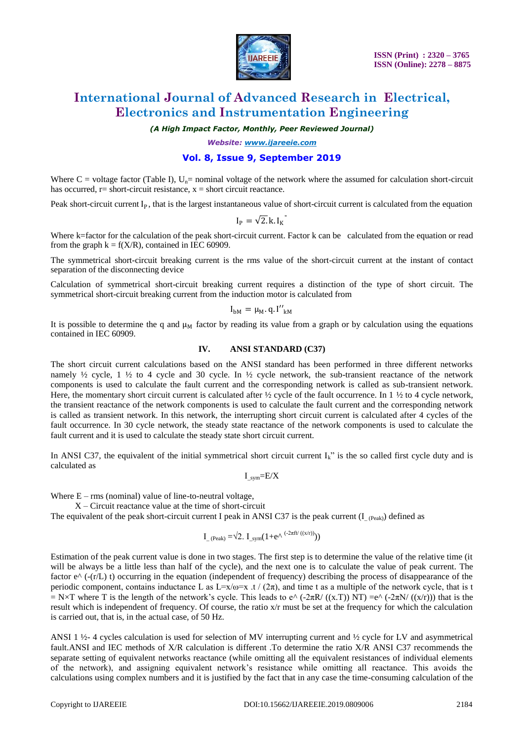Where C = voltage factor (Table I), $U_n$= nominal voltage of the network where the assumed for calculation short-circuit has occurred, r= short-circuit resistance, x = short circuit reactance.

Peak short-circuit current $I_P$, that is the largest instantaneous value of short-circuit current is calculated from the equation

$$I_P = \sqrt{2}.k.I_K''$$

Where k=factor for the calculation of the peak short-circuit current. Factor k can be calculated from the equation or read from the graph k = f(X/R), contained in IEC 60909.

The symmetrical short-circuit breaking current is the rms value of the short-circuit current at the instant of contact separation of the disconnecting device

Calculation of symmetrical short-circuit breaking current requires a distinction of the type of short circuit. The symmetrical short-circuit breaking current from the induction motor is calculated from

$$I_{bM} = \mu_M.q.I''_{kM}$$

It is possible to determine the q and $\mu_M$ factor by reading its value from a graph or by calculation using the equations contained in IEC 60909.

## IV. ANSI STANDARD (C37)

The short circuit current calculations based on the ANSI standard has been performed in three different networks namely ½ cycle, 1 ½ to 4 cycle and 30 cycle. In ½ cycle network, the sub-transient reactance of the network components is used to calculate the fault current and the corresponding network is called as sub-transient network. Here, the momentary short circuit current is calculated after ½ cycle of the fault occurrence. In 1 ½ to 4 cycle network, the transient reactance of the network components is used to calculate the fault current and the corresponding network is called as transient network. In this network, the interrupting short circuit current is calculated after 4 cycles of the fault occurrence. In 30 cycle network, the steady state reactance of the network components is used to calculate the fault current and it is used to calculate the steady state short circuit current.

In ANSI C37, the equivalent of the initial symmetrical short circuit current $I_k$" is the so called first cycle duty and is calculated as

$$I_{\_sym}=E/X$$

Where E – rms (nominal) value of line-to-neutral voltage,
X – Circuit reactance value at the time of short-circuit

The equivalent of the peak short-circuit current I peak in ANSI C37 is the peak current ($I_{\_(Peak)}$) defined as

$$I_{\_(Peak)} = \sqrt{2}.\ I_{\_sym}(1+e^{\wedge(-2\pi f t/((x/r))})$$

Estimation of the peak current value is done in two stages. The first step is to determine the value of the relative time (it will be always be a little less than half of the cycle), and the next one is to calculate the value of peak current. The factor e^ (-(r/L) t) occurring in the equation (independent of frequency) describing the process of disappearance of the periodic component, contains inductance L as L=x/ω=x .t / (2π), and time t as a multiple of the network cycle, that is t = N×T where T is the length of the network's cycle. This leads to e^ (-2πR/ ((x.T)) NT) =e^ (-2πN/ ((x/r))) that is the result which is independent of frequency. Of course, the ratio x/r must be set at the frequency for which the calculation is carried out, that is, in the actual case, of 50 Hz.

ANSI 1 ½- 4 cycles calculation is used for selection of MV interrupting current and ½ cycle for LV and asymmetrical fault.ANSI and IEC methods of X/R calculation is different .To determine the ratio X/R ANSI C37 recommends the separate setting of equivalent networks reactance (while omitting all the equivalent resistances of individual elements of the network), and assigning equivalent network's resistance while omitting all reactance. This avoids the calculations using complex numbers and it is justified by the fact that in any case the time-consuming calculation of the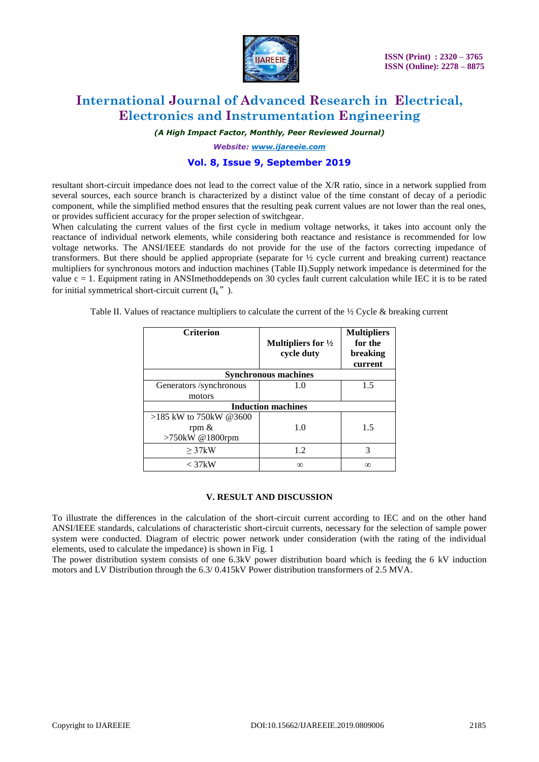resultant short-circuit impedance does not lead to the correct value of the X/R ratio, since in a network supplied from several sources, each source branch is characterized by a distinct value of the time constant of decay of a periodic component, while the simplified method ensures that the resulting peak current values are not lower than the real ones, or provides sufficient accuracy for the proper selection of switchgear.

When calculating the current values of the first cycle in medium voltage networks, it takes into account only the reactance of individual network elements, while considering both reactance and resistance is recommended for low voltage networks. The ANSI/IEEE standards do not provide for the use of the factors correcting impedance of transformers. But there should be applied appropriate (separate for ½ cycle current and breaking current) reactance multipliers for synchronous motors and induction machines (Table II).Supply network impedance is determined for the value c = 1. Equipment rating in ANSImethoddepends on 30 cycles fault current calculation while IEC it is to be rated for initial symmetrical short-circuit current ($I_k$” ).

Table II. Values of reactance multipliers to calculate the current of the ½ Cycle & breaking current

| Criterion | Multipliers for ½ cycle duty | Multipliers for the breaking current |
|---|---|---|
| **Synchronous machines** | | |
| Generators /synchronous motors | 1.0 | 1.5 |
| **Induction machines** | | |
| >185 kW to 750kW @3600 rpm & >750kW @1800rpm | 1.0 | 1.5 |
| ≥ 37kW | 1.2 | 3 |
| < 37kW | ∞ | ∞ |

## V. RESULT AND DISCUSSION

To illustrate the differences in the calculation of the short-circuit current according to IEC and on the other hand ANSI/IEEE standards, calculations of characteristic short-circuit currents, necessary for the selection of sample power system were conducted. Diagram of electric power network under consideration (with the rating of the individual elements, used to calculate the impedance) is shown in Fig. 1

The power distribution system consists of one 6.3kV power distribution board which is feeding the 6 kV induction motors and LV Distribution through the 6.3/ 0.415kV Power distribution transformers of 2.5 MVA.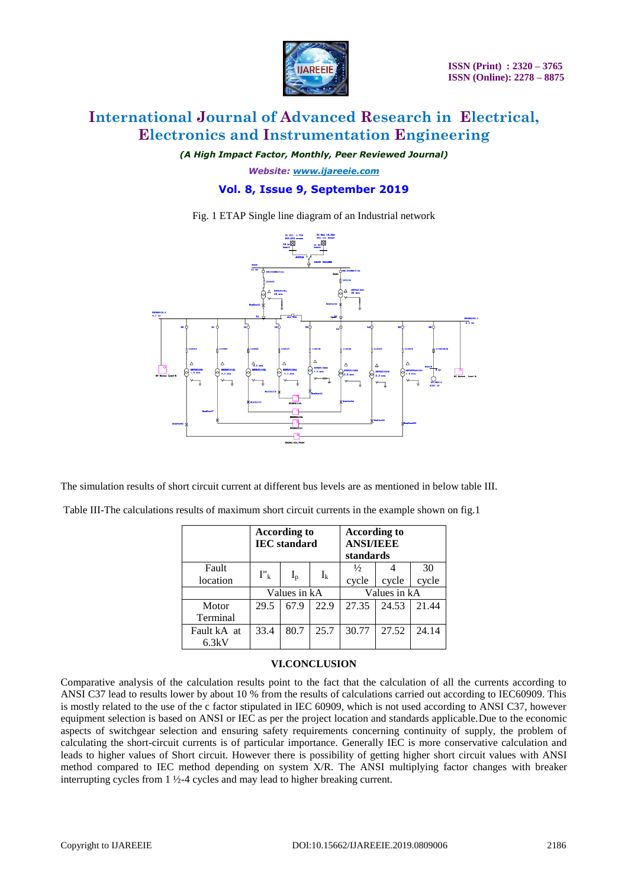Fig. 1 ETAP Single line diagram of an Industrial network

The simulation results of short circuit current at different bus levels are as mentioned in below table III.

Table III-The calculations results of maximum short circuit currents in the example shown on fig.1

| | According to IEC standard | | | According to ANSI/IEEE standards | | |
|---|---|---|---|---|---|---|
| Fault location | $I''_k$ | $I_p$ | $I_k$ | ½ cycle | 4 cycle | 30 cycle |
| | Values in kA | | | Values in kA | | |
| Motor Terminal | 29.5 | 67.9 | 22.9 | 27.35 | 24.53 | 21.44 |
| Fault kA at 6.3kV | 33.4 | 80.7 | 25.7 | 30.77 | 27.52 | 24.14 |

## VI.CONCLUSION

Comparative analysis of the calculation results point to the fact that the calculation of all the currents according to ANSI C37 lead to results lower by about 10 % from the results of calculations carried out according to IEC60909. This is mostly related to the use of the c factor stipulated in IEC 60909, which is not used according to ANSI C37, however equipment selection is based on ANSI or IEC as per the project location and standards applicable. Due to the economic aspects of switchgear selection and ensuring safety requirements concerning continuity of supply, the problem of calculating the short-circuit currents is of particular importance. Generally IEC is more conservative calculation and leads to higher values of Short circuit. However there is possibility of getting higher short circuit values with ANSI method compared to IEC method depending on system X/R. The ANSI multiplying factor changes with breaker interrupting cycles from 1 ½-4 cycles and may lead to higher breaking current.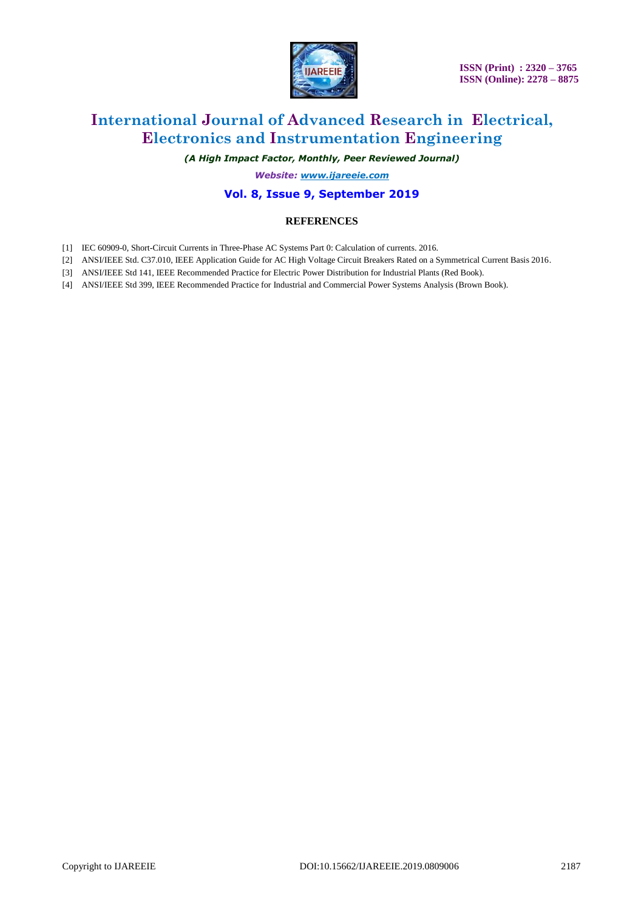## REFERENCES

[1] IEC 60909-0, Short-Circuit Currents in Three-Phase AC Systems Part 0: Calculation of currents. 2016.

[2] ANSI/IEEE Std. C37.010, IEEE Application Guide for AC High Voltage Circuit Breakers Rated on a Symmetrical Current Basis 2016.

[3] ANSI/IEEE Std 141, IEEE Recommended Practice for Electric Power Distribution for Industrial Plants (Red Book).

[4] ANSI/IEEE Std 399, IEEE Recommended Practice for Industrial and Commercial Power Systems Analysis (Brown Book).